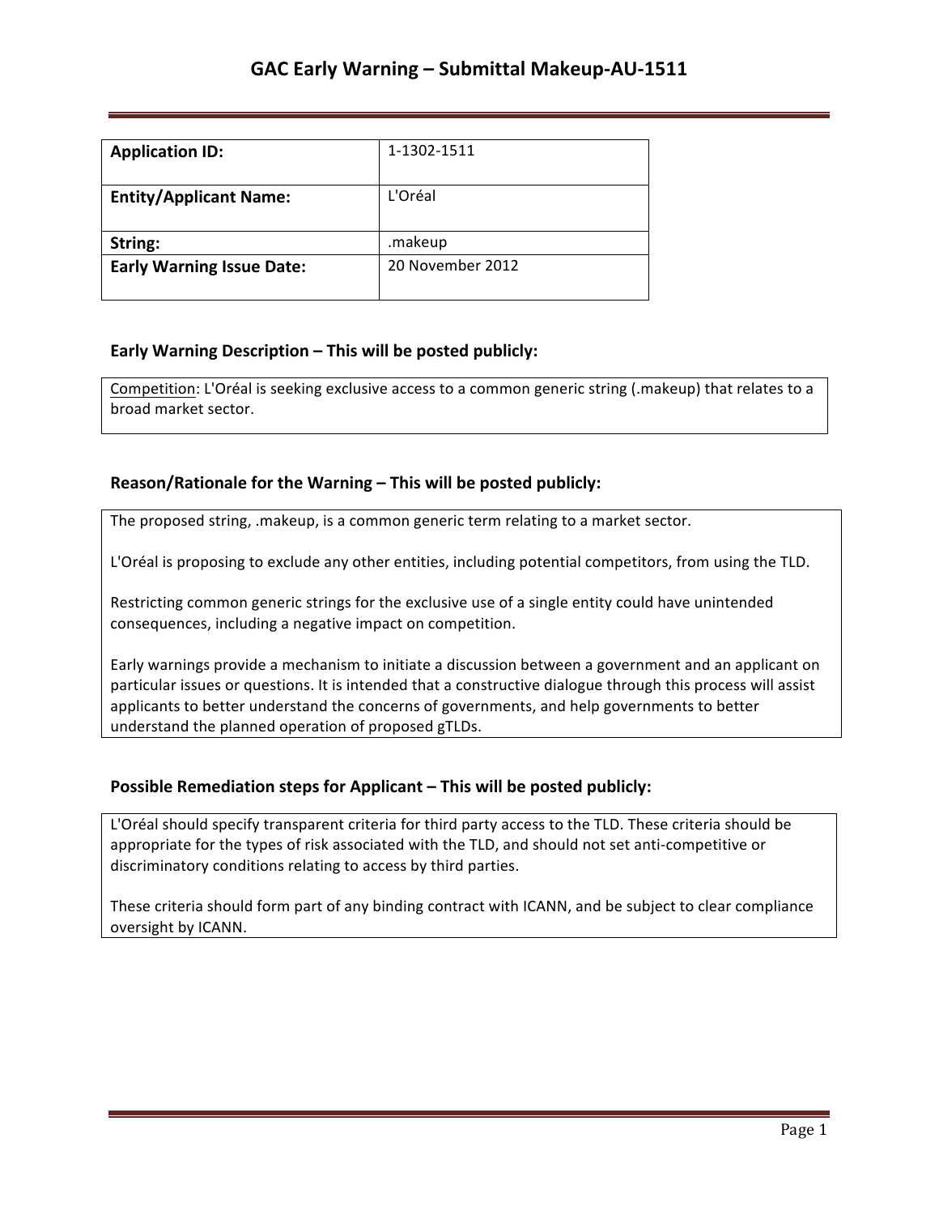# GAC Early Warning – Submittal Makeup-AU-1511

| **Application ID:** | 1-1302-1511 |
|---|---|
| **Entity/Applicant Name:** | L'Oréal |
| **String:** | .makeup |
| **Early Warning Issue Date:** | 20 November 2012 |

### Early Warning Description – This will be posted publicly:

Competition: L'Oréal is seeking exclusive access to a common generic string (.makeup) that relates to a broad market sector.

### Reason/Rationale for the Warning – This will be posted publicly:

The proposed string, .makeup, is a common generic term relating to a market sector.

L'Oréal is proposing to exclude any other entities, including potential competitors, from using the TLD.

Restricting common generic strings for the exclusive use of a single entity could have unintended consequences, including a negative impact on competition.

Early warnings provide a mechanism to initiate a discussion between a government and an applicant on particular issues or questions. It is intended that a constructive dialogue through this process will assist applicants to better understand the concerns of governments, and help governments to better understand the planned operation of proposed gTLDs.

### Possible Remediation steps for Applicant – This will be posted publicly:

L'Oréal should specify transparent criteria for third party access to the TLD. These criteria should be appropriate for the types of risk associated with the TLD, and should not set anti-competitive or discriminatory conditions relating to access by third parties.

These criteria should form part of any binding contract with ICANN, and be subject to clear compliance oversight by ICANN.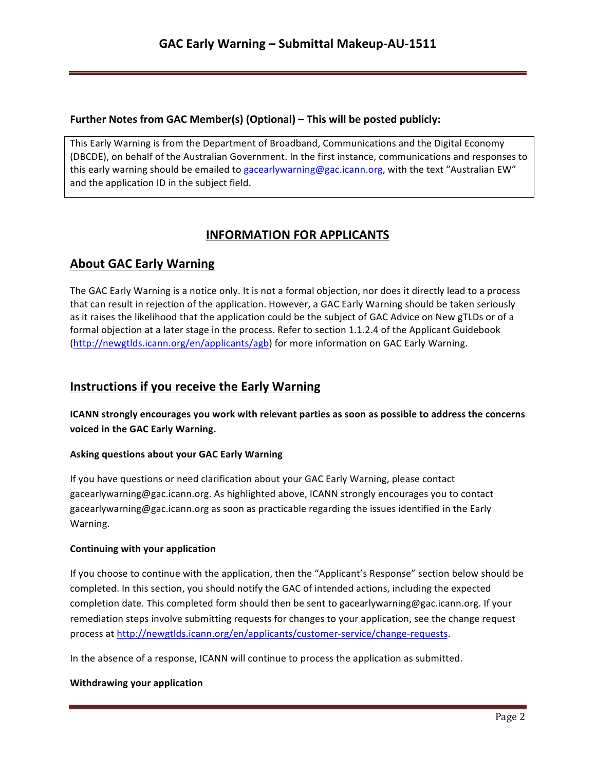**Further Notes from GAC Member(s) (Optional) – This will be posted publicly:**

This Early Warning is from the Department of Broadband, Communications and the Digital Economy (DBCDE), on behalf of the Australian Government. In the first instance, communications and responses to this early warning should be emailed to gacearlywarning@gac.icann.org, with the text "Australian EW" and the application ID in the subject field.

# INFORMATION FOR APPLICANTS

## About GAC Early Warning

The GAC Early Warning is a notice only. It is not a formal objection, nor does it directly lead to a process that can result in rejection of the application. However, a GAC Early Warning should be taken seriously as it raises the likelihood that the application could be the subject of GAC Advice on New gTLDs or of a formal objection at a later stage in the process. Refer to section 1.1.2.4 of the Applicant Guidebook (http://newgtlds.icann.org/en/applicants/agb) for more information on GAC Early Warning.

## Instructions if you receive the Early Warning

**ICANN strongly encourages you work with relevant parties as soon as possible to address the concerns voiced in the GAC Early Warning.**

### Asking questions about your GAC Early Warning

If you have questions or need clarification about your GAC Early Warning, please contact gacearlywarning@gac.icann.org. As highlighted above, ICANN strongly encourages you to contact gacearlywarning@gac.icann.org as soon as practicable regarding the issues identified in the Early Warning.

### Continuing with your application

If you choose to continue with the application, then the "Applicant's Response" section below should be completed. In this section, you should notify the GAC of intended actions, including the expected completion date. This completed form should then be sent to gacearlywarning@gac.icann.org. If your remediation steps involve submitting requests for changes to your application, see the change request process at http://newgtlds.icann.org/en/applicants/customer-service/change-requests.

In the absence of a response, ICANN will continue to process the application as submitted.

### Withdrawing your application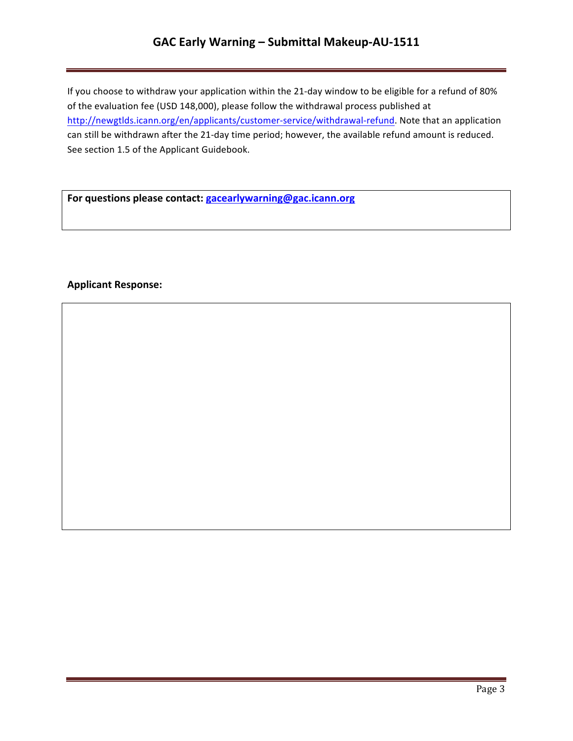If you choose to withdraw your application within the 21-day window to be eligible for a refund of 80% of the evaluation fee (USD 148,000), please follow the withdrawal process published at http://newgtlds.icann.org/en/applicants/customer-service/withdrawal-refund. Note that an application can still be withdrawn after the 21-day time period; however, the available refund amount is reduced. See section 1.5 of the Applicant Guidebook.

**For questions please contact: gacearlywarning@gac.icann.org**

**Applicant Response:**